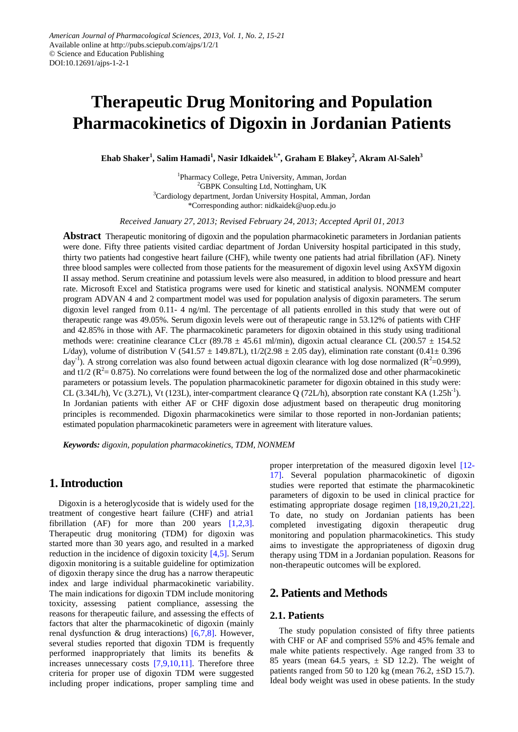American Journal of Pharmacological Sciences, 2013, Vol. 1, No. 2, 15-21
Available online at http://pubs.sciepub.com/ajps/1/2/1
© Science and Education Publishing
DOI:10.12691/ajps-1-2-1

# Therapeutic Drug Monitoring and Population Pharmacokinetics of Digoxin in Jordanian Patients

**Ehab Shaker[1], Salim Hamadi[1], Nasir Idkaidek[1,*], Graham E Blakey[2], Akram Al-Saleh[3]**

[1]Pharmacy College, Petra University, Amman, Jordan
[2]GBPK Consulting Ltd, Nottingham, UK
[3]Cardiology department, Jordan University Hospital, Amman, Jordan
*Corresponding author: nidkaidek@uop.edu.jo

*Received January 27, 2013; Revised February 24, 2013; Accepted April 01, 2013*

**Abstract** Therapeutic monitoring of digoxin and the population pharmacokinetic parameters in Jordanian patients were done. Fifty three patients visited cardiac department of Jordan University hospital participated in this study, thirty two patients had congestive heart failure (CHF), while twenty one patients had atrial fibrillation (AF). Ninety three blood samples were collected from those patients for the measurement of digoxin level using AxSYM digoxin II assay method. Serum creatinine and potassium levels were also measured, in addition to blood pressure and heart rate. Microsoft Excel and Statistica programs were used for kinetic and statistical analysis. NONMEM computer program ADVAN 4 and 2 compartment model was used for population analysis of digoxin parameters. The serum digoxin level ranged from 0.11- 4 ng/ml. The percentage of all patients enrolled in this study that were out of therapeutic range was 49.05%. Serum digoxin levels were out of therapeutic range in 53.12% of patients with CHF and 42.85% in those with AF. The pharmacokinetic parameters for digoxin obtained in this study using traditional methods were: creatinine clearance CLcr (89.78 ± 45.61 ml/min), digoxin actual clearance CL (200.57 ± 154.52 L/day), volume of distribution V (541.57 ± 149.87L), t1/2(2.98 ± 2.05 day), elimination rate constant (0.41± 0.396 $day^{-1}$). A strong correlation was also found between actual digoxin clearance with log dose normalized ($R^2$=0.999), and t1/2 ($R^2$= 0.875). No correlations were found between the log of the normalized dose and other pharmacokinetic parameters or potassium levels. The population pharmacokinetic parameter for digoxin obtained in this study were: CL (3.34L/h), Vc (3.27L), Vt (123L), inter-compartment clearance Q (72L/h), absorption rate constant KA (1.25$h^{-1}$). In Jordanian patients with either AF or CHF digoxin dose adjustment based on therapeutic drug monitoring principles is recommended. Digoxin pharmacokinetics were similar to those reported in non-Jordanian patients; estimated population pharmacokinetic parameters were in agreement with literature values.

***Keywords:*** *digoxin, population pharmacokinetics, TDM, NONMEM*

## 1. Introduction

Digoxin is a heteroglycoside that is widely used for the treatment of congestive heart failure (CHF) and atria1 fibrillation (AF) for more than 200 years [1,2,3]. Therapeutic drug monitoring (TDM) for digoxin was started more than 30 years ago, and resulted in a marked reduction in the incidence of digoxin toxicity [4,5]. Serum digoxin monitoring is a suitable guideline for optimization of digoxin therapy since the drug has a narrow therapeutic index and large individual pharmacokinetic variability. The main indications for digoxin TDM include monitoring toxicity, assessing patient compliance, assessing the reasons for therapeutic failure, and assessing the effects of factors that alter the pharmacokinetic of digoxin (mainly renal dysfunction & drug interactions) [6,7,8]. However, several studies reported that digoxin TDM is frequently performed inappropriately that limits its benefits & increases unnecessary costs [7,9,10,11]. Therefore three criteria for proper use of digoxin TDM were suggested including proper indications, proper sampling time and proper interpretation of the measured digoxin level [12-17]. Several population pharmacokinetic of digoxin studies were reported that estimate the pharmacokinetic parameters of digoxin to be used in clinical practice for estimating appropriate dosage regimen [18,19,20,21,22]. To date, no study on Jordanian patients has been completed investigating digoxin therapeutic drug monitoring and population pharmacokinetics. This study aims to investigate the appropriateness of digoxin drug therapy using TDM in a Jordanian population. Reasons for non-therapeutic outcomes will be explored.

## 2. Patients and Methods

### 2.1. Patients

The study population consisted of fifty three patients with CHF or AF and comprised 55% and 45% female and male white patients respectively. Age ranged from 33 to 85 years (mean 64.5 years, ± SD 12.2). The weight of patients ranged from 50 to 120 kg (mean 76.2, ±SD 15.7). Ideal body weight was used in obese patients. In the study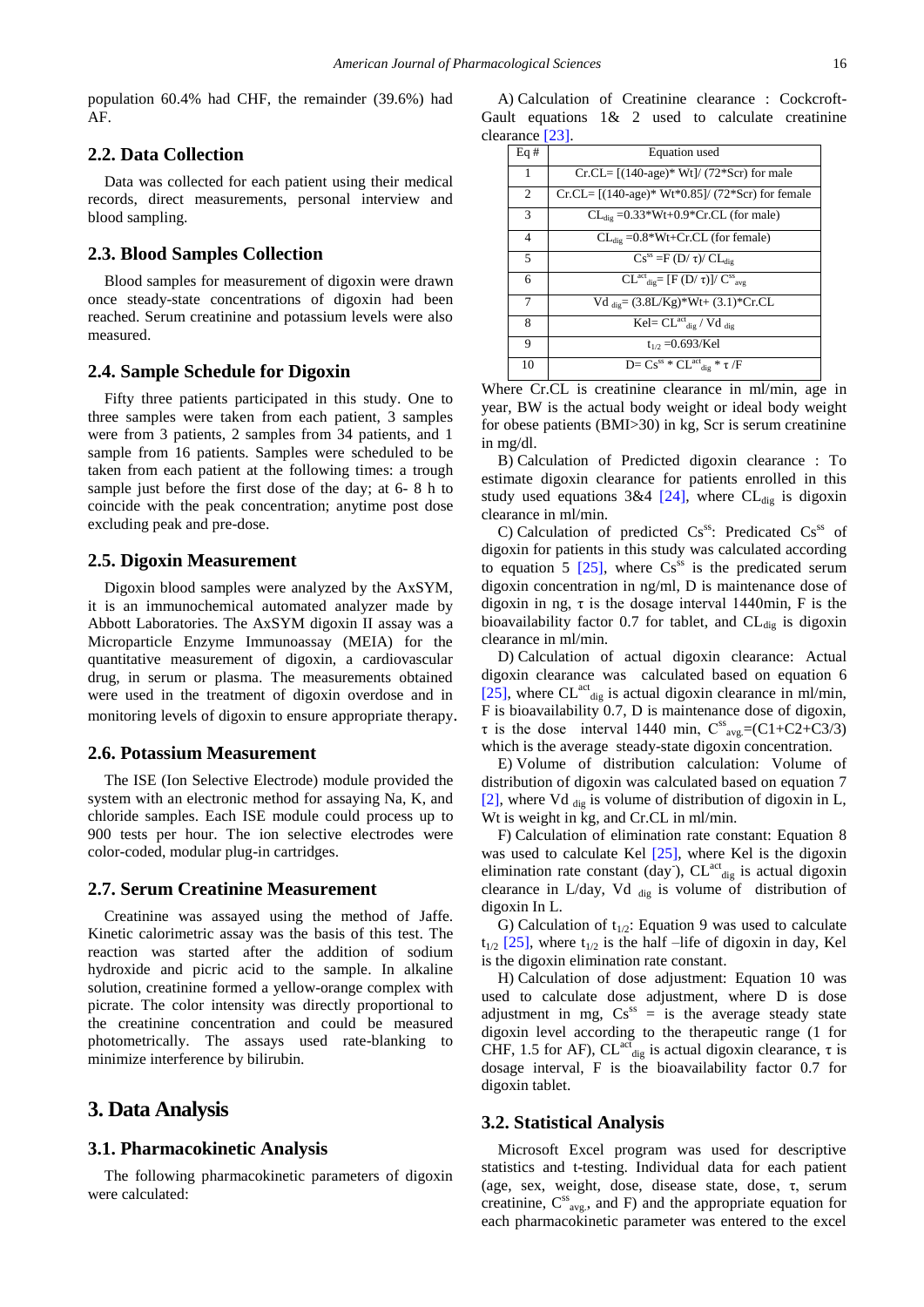population 60.4% had CHF, the remainder (39.6%) had AF.

### 2.2. Data Collection

Data was collected for each patient using their medical records, direct measurements, personal interview and blood sampling.

### 2.3. Blood Samples Collection

Blood samples for measurement of digoxin were drawn once steady-state concentrations of digoxin had been reached. Serum creatinine and potassium levels were also measured.

### 2.4. Sample Schedule for Digoxin

Fifty three patients participated in this study. One to three samples were taken from each patient, 3 samples were from 3 patients, 2 samples from 34 patients, and 1 sample from 16 patients. Samples were scheduled to be taken from each patient at the following times: a trough sample just before the first dose of the day; at 6- 8 h to coincide with the peak concentration; anytime post dose excluding peak and pre-dose.

### 2.5. Digoxin Measurement

Digoxin blood samples were analyzed by the AxSYM, it is an immunochemical automated analyzer made by Abbott Laboratories. The AxSYM digoxin II assay was a Microparticle Enzyme Immunoassay (MEIA) for the quantitative measurement of digoxin, a cardiovascular drug, in serum or plasma. The measurements obtained were used in the treatment of digoxin overdose and in monitoring levels of digoxin to ensure appropriate therapy.

### 2.6. Potassium Measurement

The ISE (Ion Selective Electrode) module provided the system with an electronic method for assaying Na, K, and chloride samples. Each ISE module could process up to 900 tests per hour. The ion selective electrodes were color-coded, modular plug-in cartridges.

### 2.7. Serum Creatinine Measurement

Creatinine was assayed using the method of Jaffe. Kinetic calorimetric assay was the basis of this test. The reaction was started after the addition of sodium hydroxide and picric acid to the sample. In alkaline solution, creatinine formed a yellow-orange complex with picrate. The color intensity was directly proportional to the creatinine concentration and could be measured photometrically. The assays used rate-blanking to minimize interference by bilirubin.

## 3. Data Analysis

### 3.1. Pharmacokinetic Analysis

The following pharmacokinetic parameters of digoxin were calculated:

A) Calculation of Creatinine clearance : Cockcroft-Gault equations 1& 2 used to calculate creatinine clearance [23].

| Eq # | Equation used |
|---|---|
| 1 | $Cr.CL= [(140\text{-}age)*Wt]/(72*Scr)$ for male |
| 2 | $Cr.CL= [(140\text{-}age)*Wt*0.85]/(72*Scr)$ for female |
| 3 | $CL_{dig} = 0.33*Wt+0.9*Cr.CL$ (for male) |
| 4 | $CL_{dig} = 0.8*Wt+Cr.CL$ (for female) |
| 5 | $Cs^{ss} = F\ (D/\tau)/\ CL_{dig}$ |
| 6 | $CL^{act}_{dig} = [F\ (D/\tau)]/\ C^{ss}_{avg}$ |
| 7 | $Vd_{dig} = (3.8L/Kg)*Wt+(3.1)*Cr.CL$ |
| 8 | $Kel= CL^{act}_{dig}\ /\ Vd_{dig}$ |
| 9 | $t_{1/2} = 0.693/Kel$ |
| 10 | $D= Cs^{ss} * CL^{act}_{dig} * \tau /F$ |

Where Cr.CL is creatinine clearance in ml/min, age in year, BW is the actual body weight or ideal body weight for obese patients (BMI>30) in kg, Scr is serum creatinine in mg/dl.

B) Calculation of Predicted digoxin clearance : To estimate digoxin clearance for patients enrolled in this study used equations 3&4 [24], where $CL_{dig}$ is digoxin clearance in ml/min.

C) Calculation of predicted $Cs^{ss}$: Predicated $Cs^{ss}$ of digoxin for patients in this study was calculated according to equation 5 [25], where $Cs^{ss}$ is the predicated serum digoxin concentration in ng/ml, D is maintenance dose of digoxin in ng, $\tau$ is the dosage interval 1440min, F is the bioavailability factor 0.7 for tablet, and $CL_{dig}$ is digoxin clearance in ml/min.

D) Calculation of actual digoxin clearance: Actual digoxin clearance was calculated based on equation 6 [25], where $CL^{act}_{dig}$ is actual digoxin clearance in ml/min, F is bioavailability 0.7, D is maintenance dose of digoxin, $\tau$ is the dose interval 1440 min, $C^{ss}_{avg.}=(C1+C2+C3/3)$ which is the average steady-state digoxin concentration.

E) Volume of distribution calculation: Volume of distribution of digoxin was calculated based on equation 7 [2], where $Vd_{dig}$ is volume of distribution of digoxin in L, Wt is weight in kg, and Cr.CL in ml/min.

F) Calculation of elimination rate constant: Equation 8 was used to calculate Kel [25], where Kel is the digoxin elimination rate constant (day$^{-}$), $CL^{act}_{dig}$ is actual digoxin clearance in L/day, $Vd_{dig}$ is volume of distribution of digoxin In L.

G) Calculation of $t_{1/2}$: Equation 9 was used to calculate $t_{1/2}$ [25], where $t_{1/2}$ is the half –life of digoxin in day, Kel is the digoxin elimination rate constant.

H) Calculation of dose adjustment: Equation 10 was used to calculate dose adjustment, where D is dose adjustment in mg, $Cs^{ss}$ = is the average steady state digoxin level according to the therapeutic range (1 for CHF, 1.5 for AF), $CL^{act}_{dig}$ is actual digoxin clearance, $\tau$ is dosage interval, F is the bioavailability factor 0.7 for digoxin tablet.

### 3.2. Statistical Analysis

Microsoft Excel program was used for descriptive statistics and t-testing. Individual data for each patient (age, sex, weight, dose, disease state, dose, $\tau$, serum creatinine, $C^{ss}_{avg.}$, and F) and the appropriate equation for each pharmacokinetic parameter was entered to the excel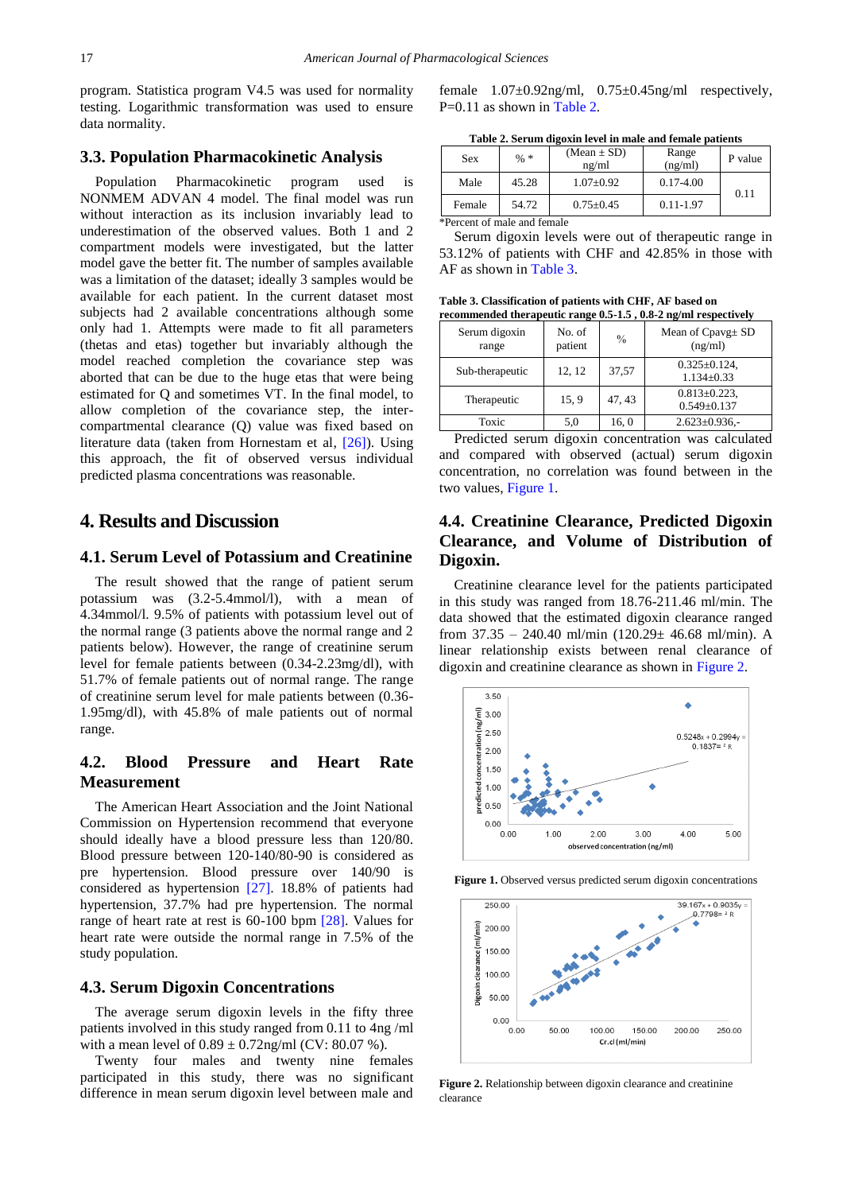program. Statistica program V4.5 was used for normality testing. Logarithmic transformation was used to ensure data normality.

### 3.3. Population Pharmacokinetic Analysis

Population Pharmacokinetic program used is NONMEM ADVAN 4 model. The final model was run without interaction as its inclusion invariably lead to underestimation of the observed values. Both 1 and 2 compartment models were investigated, but the latter model gave the better fit. The number of samples available was a limitation of the dataset; ideally 3 samples would be available for each patient. In the current dataset most subjects had 2 available concentrations although some only had 1. Attempts were made to fit all parameters (thetas and etas) together but invariably although the model reached completion the covariance step was aborted that can be due to the huge etas that were being estimated for Q and sometimes VT. In the final model, to allow completion of the covariance step, the inter-compartmental clearance (Q) value was fixed based on literature data (taken from Hornestam et al, [26]). Using this approach, the fit of observed versus individual predicted plasma concentrations was reasonable.

## 4. Results and Discussion

### 4.1. Serum Level of Potassium and Creatinine

The result showed that the range of patient serum potassium was (3.2-5.4mmol/l), with a mean of 4.34mmol/l. 9.5% of patients with potassium level out of the normal range (3 patients above the normal range and 2 patients below). However, the range of creatinine serum level for female patients between (0.34-2.23mg/dl), with 51.7% of female patients out of normal range. The range of creatinine serum level for male patients between (0.36-1.95mg/dl), with 45.8% of male patients out of normal range.

### 4.2. Blood Pressure and Heart Rate Measurement

The American Heart Association and the Joint National Commission on Hypertension recommend that everyone should ideally have a blood pressure less than 120/80. Blood pressure between 120-140/80-90 is considered as pre hypertension. Blood pressure over 140/90 is considered as hypertension [27]. 18.8% of patients had hypertension, 37.7% had pre hypertension. The normal range of heart rate at rest is 60-100 bpm [28]. Values for heart rate were outside the normal range in 7.5% of the study population.

### 4.3. Serum Digoxin Concentrations

The average serum digoxin levels in the fifty three patients involved in this study ranged from 0.11 to 4ng /ml with a mean level of 0.89 ± 0.72ng/ml (CV: 80.07 %).

Twenty four males and twenty nine females participated in this study, there was no significant difference in mean serum digoxin level between male and female 1.07±0.92ng/ml, 0.75±0.45ng/ml respectively, P=0.11 as shown in Table 2.

**Table 2. Serum digoxin level in male and female patients**

| Sex | % * | (Mean ± SD) ng/ml | Range (ng/ml) | P value |
|---|---|---|---|---|
| Male | 45.28 | 1.07±0.92 | 0.17-4.00 | 0.11 |
| Female | 54.72 | 0.75±0.45 | 0.11-1.97 | |

*Percent of male and female

Serum digoxin levels were out of therapeutic range in 53.12% of patients with CHF and 42.85% in those with AF as shown in Table 3.

**Table 3. Classification of patients with CHF, AF based on recommended therapeutic range 0.5-1.5 , 0.8-2 ng/ml respectively**

| Serum digoxin range | No. of patient | % | Mean of Cpavg± SD (ng/ml) |
|---|---|---|---|
| Sub-therapeutic | 12, 12 | 37,57 | 0.325±0.124, 1.134±0.33 |
| Therapeutic | 15, 9 | 47, 43 | 0.813±0.223, 0.549±0.137 |
| Toxic | 5,0 | 16, 0 | 2.623±0.936,- |

Predicted serum digoxin concentration was calculated and compared with observed (actual) serum digoxin concentration, no correlation was found between in the two values, Figure 1.

### 4.4. Creatinine Clearance, Predicted Digoxin Clearance, and Volume of Distribution of Digoxin.

Creatinine clearance level for the patients participated in this study was ranged from 18.76-211.46 ml/min. The data showed that the estimated digoxin clearance ranged from 37.35 – 240.40 ml/min (120.29± 46.68 ml/min). A linear relationship exists between renal clearance of digoxin and creatinine clearance as shown in Figure 2.

**Figure 1.** Observed versus predicted serum digoxin concentrations

**Figure 2.** Relationship between digoxin clearance and creatinine clearance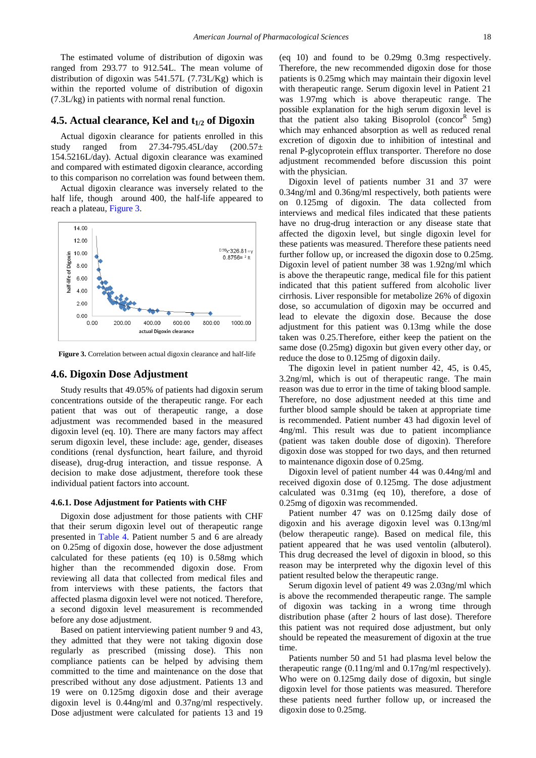The estimated volume of distribution of digoxin was ranged from 293.77 to 912.54L. The mean volume of distribution of digoxin was 541.57L (7.73L/Kg) which is within the reported volume of distribution of digoxin (7.3L/kg) in patients with normal renal function.

## 4.5. Actual clearance, Kel and $t_{1/2}$ of Digoxin

Actual digoxin clearance for patients enrolled in this study ranged from 27.34-795.45L/day (200.57± 154.5216L/day). Actual digoxin clearance was examined and compared with estimated digoxin clearance, according to this comparison no correlation was found between them.

Actual digoxin clearance was inversely related to the half life, though around 400, the half-life appeared to reach a plateau, Figure 3.

**Figure 3.** Correlation between actual digoxin clearance and half-life

## 4.6. Digoxin Dose Adjustment

Study results that 49.05% of patients had digoxin serum concentrations outside of the therapeutic range. For each patient that was out of therapeutic range, a dose adjustment was recommended based in the measured digoxin level (eq. 10). There are many factors may affect serum digoxin level, these include: age, gender, diseases conditions (renal dysfunction, heart failure, and thyroid disease), drug-drug interaction, and tissue response. A decision to make dose adjustment, therefore took these individual patient factors into account.

### 4.6.1. Dose Adjustment for Patients with CHF

Digoxin dose adjustment for those patients with CHF that their serum digoxin level out of therapeutic range presented in Table 4. Patient number 5 and 6 are already on 0.25mg of digoxin dose, however the dose adjustment calculated for these patients (eq 10) is 0.58mg which higher than the recommended digoxin dose. From reviewing all data that collected from medical files and from interviews with these patients, the factors that affected plasma digoxin level were not noticed. Therefore, a second digoxin level measurement is recommended before any dose adjustment.

Based on patient interviewing patient number 9 and 43, they admitted that they were not taking digoxin dose regularly as prescribed (missing dose). This non compliance patients can be helped by advising them committed to the time and maintenance on the dose that prescribed without any dose adjustment. Patients 13 and 19 were on 0.125mg digoxin dose and their average digoxin level is 0.44ng/ml and 0.37ng/ml respectively. Dose adjustment were calculated for patients 13 and 19 (eq 10) and found to be 0.29mg 0.3mg respectively. Therefore, the new recommended digoxin dose for those patients is 0.25mg which may maintain their digoxin level with therapeutic range. Serum digoxin level in Patient 21 was 1.97mg which is above therapeutic range. The possible explanation for the high serum digoxin level is that the patient also taking Bisoprolol (concor[R] 5mg) which may enhanced absorption as well as reduced renal excretion of digoxin due to inhibition of intestinal and renal P-glycoprotein efflux transporter. Therefore no dose adjustment recommended before discussion this point with the physician.

Digoxin level of patients number 31 and 37 were 0.34ng/ml and 0.36ng/ml respectively, both patients were on 0.125mg of digoxin. The data collected from interviews and medical files indicated that these patients have no drug-drug interaction or any disease state that affected the digoxin level, but single digoxin level for these patients was measured. Therefore these patients need further follow up, or increased the digoxin dose to 0.25mg. Digoxin level of patient number 38 was 1.92ng/ml which is above the therapeutic range, medical file for this patient indicated that this patient suffered from alcoholic liver cirrhosis. Liver responsible for metabolize 26% of digoxin dose, so accumulation of digoxin may be occurred and lead to elevate the digoxin dose. Because the dose adjustment for this patient was 0.13mg while the dose taken was 0.25.Therefore, either keep the patient on the same dose (0.25mg) digoxin but given every other day, or reduce the dose to 0.125mg of digoxin daily.

The digoxin level in patient number 42, 45, is 0.45, 3.2ng/ml, which is out of therapeutic range. The main reason was due to error in the time of taking blood sample. Therefore, no dose adjustment needed at this time and further blood sample should be taken at appropriate time is recommended. Patient number 43 had digoxin level of 4ng/ml. This result was due to patient incompliance (patient was taken double dose of digoxin). Therefore digoxin dose was stopped for two days, and then returned to maintenance digoxin dose of 0.25mg.

Digoxin level of patient number 44 was 0.44ng/ml and received digoxin dose of 0.125mg. The dose adjustment calculated was 0.31mg (eq 10), therefore, a dose of 0.25mg of digoxin was recommended.

Patient number 47 was on 0.125mg daily dose of digoxin and his average digoxin level was 0.13ng/ml (below therapeutic range). Based on medical file, this patient appeared that he was used ventolin (albuterol). This drug decreased the level of digoxin in blood, so this reason may be interpreted why the digoxin level of this patient resulted below the therapeutic range.

Serum digoxin level of patient 49 was 2.03ng/ml which is above the recommended therapeutic range. The sample of digoxin was tacking in a wrong time through distribution phase (after 2 hours of last dose). Therefore this patient was not required dose adjustment, but only should be repeated the measurement of digoxin at the true time.

Patients number 50 and 51 had plasma level below the therapeutic range (0.11ng/ml and 0.17ng/ml respectively). Who were on 0.125mg daily dose of digoxin, but single digoxin level for those patients was measured. Therefore these patients need further follow up, or increased the digoxin dose to 0.25mg.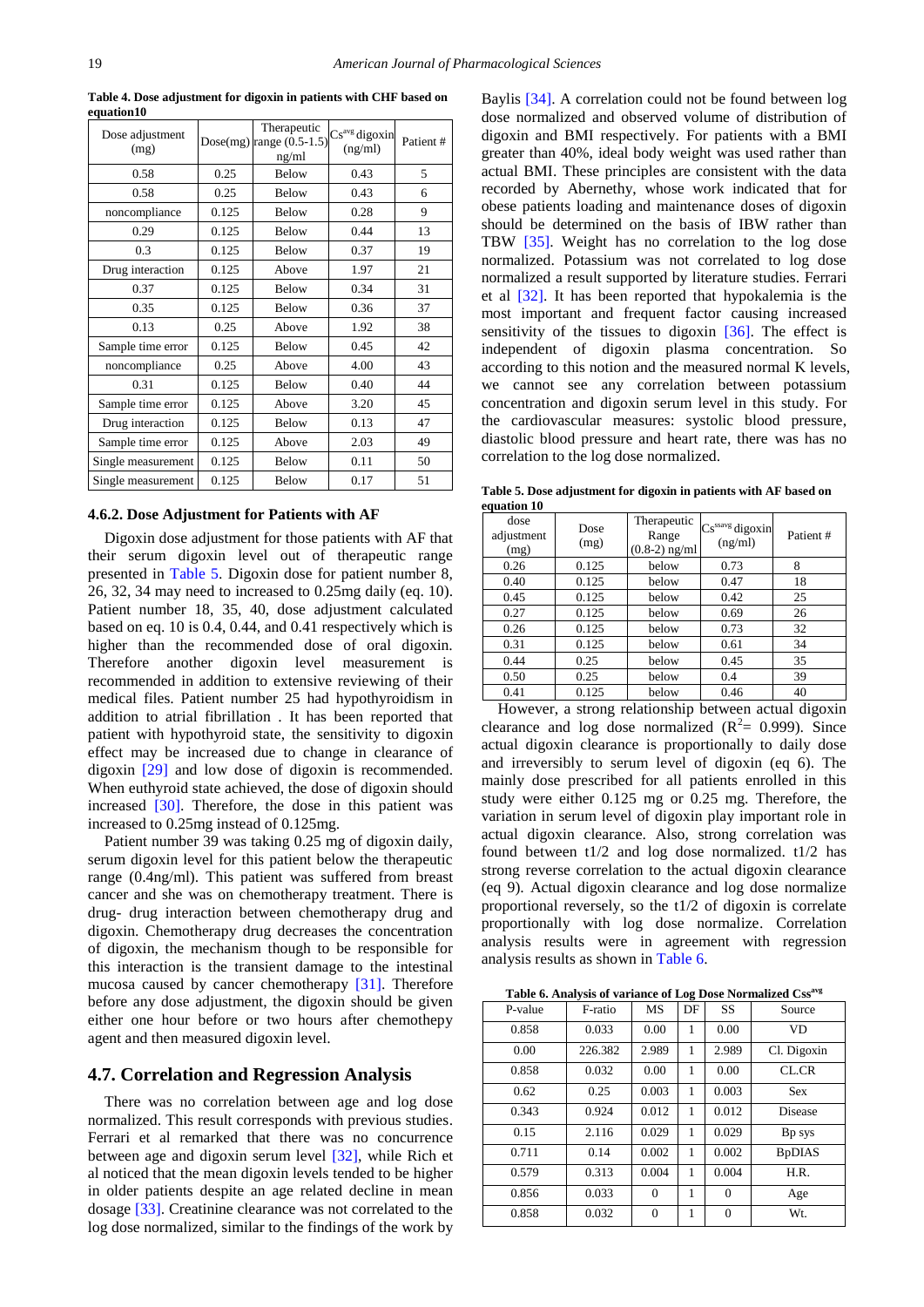**Table 4. Dose adjustment for digoxin in patients with CHF based on equation10**

| Dose adjustment (mg) | Dose(mg) | Therapeutic range (0.5-1.5) ng/ml | $Cs^{avg}$ digoxin (ng/ml) | Patient # |
|---|---|---|---|---|
| 0.58 | 0.25 | Below | 0.43 | 5 |
| 0.58 | 0.25 | Below | 0.43 | 6 |
| noncompliance | 0.125 | Below | 0.28 | 9 |
| 0.29 | 0.125 | Below | 0.44 | 13 |
| 0.3 | 0.125 | Below | 0.37 | 19 |
| Drug interaction | 0.125 | Above | 1.97 | 21 |
| 0.37 | 0.125 | Below | 0.34 | 31 |
| 0.35 | 0.125 | Below | 0.36 | 37 |
| 0.13 | 0.25 | Above | 1.92 | 38 |
| Sample time error | 0.125 | Below | 0.45 | 42 |
| noncompliance | 0.25 | Above | 4.00 | 43 |
| 0.31 | 0.125 | Below | 0.40 | 44 |
| Sample time error | 0.125 | Above | 3.20 | 45 |
| Drug interaction | 0.125 | Below | 0.13 | 47 |
| Sample time error | 0.125 | Above | 2.03 | 49 |
| Single measurement | 0.125 | Below | 0.11 | 50 |
| Single measurement | 0.125 | Below | 0.17 | 51 |

#### 4.6.2. Dose Adjustment for Patients with AF

Digoxin dose adjustment for those patients with AF that their serum digoxin level out of therapeutic range presented in Table 5. Digoxin dose for patient number 8, 26, 32, 34 may need to increased to 0.25mg daily (eq. 10). Patient number 18, 35, 40, dose adjustment calculated based on eq. 10 is 0.4, 0.44, and 0.41 respectively which is higher than the recommended dose of oral digoxin. Therefore another digoxin level measurement is recommended in addition to extensive reviewing of their medical files. Patient number 25 had hypothyroidism in addition to atrial fibrillation . It has been reported that patient with hypothyroid state, the sensitivity to digoxin effect may be increased due to change in clearance of digoxin [29] and low dose of digoxin is recommended. When euthyroid state achieved, the dose of digoxin should increased [30]. Therefore, the dose in this patient was increased to 0.25mg instead of 0.125mg.

Patient number 39 was taking 0.25 mg of digoxin daily, serum digoxin level for this patient below the therapeutic range (0.4ng/ml). This patient was suffered from breast cancer and she was on chemotherapy treatment. There is drug- drug interaction between chemotherapy drug and digoxin. Chemotherapy drug decreases the concentration of digoxin, the mechanism though to be responsible for this interaction is the transient damage to the intestinal mucosa caused by cancer chemotherapy [31]. Therefore before any dose adjustment, the digoxin should be given either one hour before or two hours after chemothepy agent and then measured digoxin level.

## 4.7. Correlation and Regression Analysis

There was no correlation between age and log dose normalized. This result corresponds with previous studies. Ferrari et al remarked that there was no concurrence between age and digoxin serum level [32], while Rich et al noticed that the mean digoxin levels tended to be higher in older patients despite an age related decline in mean dosage [33]. Creatinine clearance was not correlated to the log dose normalized, similar to the findings of the work by Baylis [34]. A correlation could not be found between log dose normalized and observed volume of distribution of digoxin and BMI respectively. For patients with a BMI greater than 40%, ideal body weight was used rather than actual BMI. These principles are consistent with the data recorded by Abernethy, whose work indicated that for obese patients loading and maintenance doses of digoxin should be determined on the basis of IBW rather than TBW [35]. Weight has no correlation to the log dose normalized. Potassium was not correlated to log dose normalized a result supported by literature studies. Ferrari et al [32]. It has been reported that hypokalemia is the most important and frequent factor causing increased sensitivity of the tissues to digoxin [36]. The effect is independent of digoxin plasma concentration. So according to this notion and the measured normal K levels, we cannot see any correlation between potassium concentration and digoxin serum level in this study. For the cardiovascular measures: systolic blood pressure, diastolic blood pressure and heart rate, there was has no correlation to the log dose normalized.

**Table 5. Dose adjustment for digoxin in patients with AF based on equation 10**

| dose adjustment (mg) | Dose (mg) | Therapeutic Range (0.8-2) ng/ml | $Cs^{ssavg}$ digoxin (ng/ml) | Patient # |
|---|---|---|---|---|
| 0.26 | 0.125 | below | 0.73 | 8 |
| 0.40 | 0.125 | below | 0.47 | 18 |
| 0.45 | 0.125 | below | 0.42 | 25 |
| 0.27 | 0.125 | below | 0.69 | 26 |
| 0.26 | 0.125 | below | 0.73 | 32 |
| 0.31 | 0.125 | below | 0.61 | 34 |
| 0.44 | 0.25 | below | 0.45 | 35 |
| 0.50 | 0.25 | below | 0.4 | 39 |
| 0.41 | 0.125 | below | 0.46 | 40 |

However, a strong relationship between actual digoxin clearance and log dose normalized ($R^2$= 0.999). Since actual digoxin clearance is proportionally to daily dose and irreversibly to serum level of digoxin (eq 6). The mainly dose prescribed for all patients enrolled in this study were either 0.125 mg or 0.25 mg. Therefore, the variation in serum level of digoxin play important role in actual digoxin clearance. Also, strong correlation was found between t1/2 and log dose normalized. t1/2 has strong reverse correlation to the actual digoxin clearance (eq 9). Actual digoxin clearance and log dose normalize proportional reversely, so the t1/2 of digoxin is correlate proportionally with log dose normalize. Correlation analysis results were in agreement with regression analysis results as shown in Table 6.

**Table 6. Analysis of variance of Log Dose Normalized $Css^{avg}$**

| P-value | F-ratio | MS | DF | SS | Source |
|---|---|---|---|---|---|
| 0.858 | 0.033 | 0.00 | 1 | 0.00 | VD |
| 0.00 | 226.382 | 2.989 | 1 | 2.989 | Cl. Digoxin |
| 0.858 | 0.032 | 0.00 | 1 | 0.00 | CL.CR |
| 0.62 | 0.25 | 0.003 | 1 | 0.003 | Sex |
| 0.343 | 0.924 | 0.012 | 1 | 0.012 | Disease |
| 0.15 | 2.116 | 0.029 | 1 | 0.029 | Bp sys |
| 0.711 | 0.14 | 0.002 | 1 | 0.002 | BpDIAS |
| 0.579 | 0.313 | 0.004 | 1 | 0.004 | H.R. |
| 0.856 | 0.033 | 0 | 1 | 0 | Age |
| 0.858 | 0.032 | 0 | 1 | 0 | Wt. |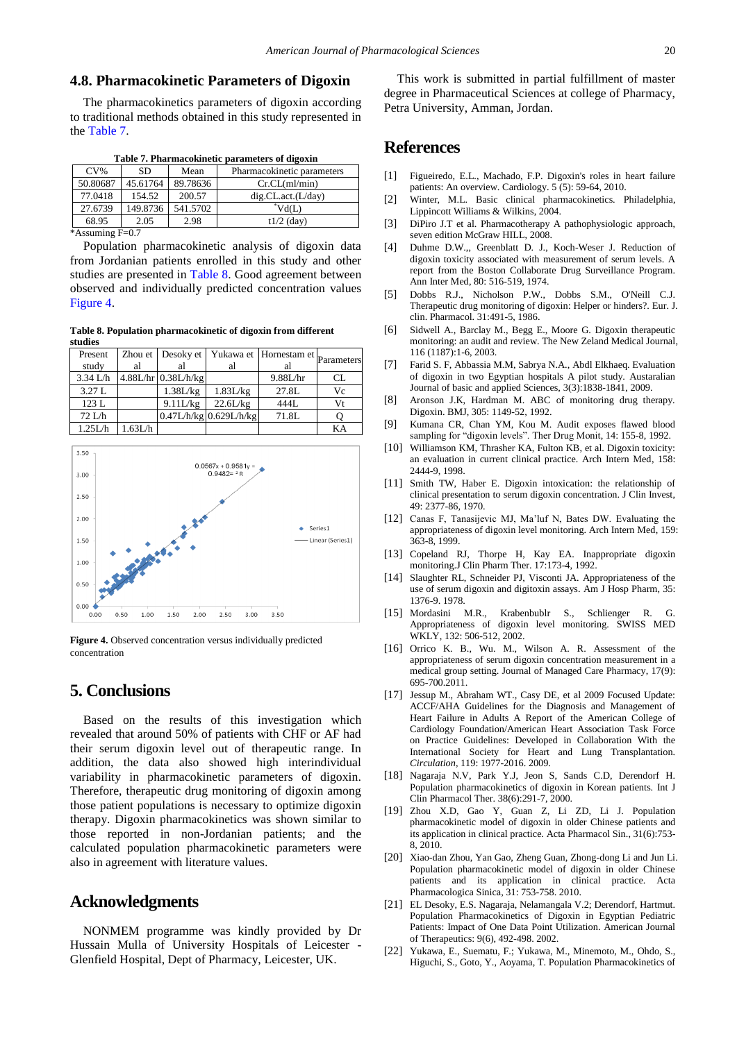### 4.8. Pharmacokinetic Parameters of Digoxin

The pharmacokinetics parameters of digoxin according to traditional methods obtained in this study represented in the Table 7.

**Table 7. Pharmacokinetic parameters of digoxin**

| CV% | SD | Mean | Pharmacokinetic parameters |
|---|---|---|---|
| 50.80687 | 45.61764 | 89.78636 | Cr.CL(ml/min) |
| 77.0418 | 154.52 | 200.57 | dig.CL.act.(L/day) |
| 27.6739 | 149.8736 | 541.5702 | *Vd(L) |
| 68.95 | 2.05 | 2.98 | t1/2 (day) |

*Assuming F=0.7

Population pharmacokinetic analysis of digoxin data from Jordanian patients enrolled in this study and other studies are presented in Table 8. Good agreement between observed and individually predicted concentration values Figure 4.

**Table 8. Population pharmacokinetic of digoxin from different studies**

| Present study | Zhou et al | Desoky et al | Yukawa et al | Hornestam et al | Parameters |
|---|---|---|---|---|---|
| 3.34 L/h | 4.88L/hr | 0.38L/h/kg | | 9.88L/hr | CL |
| 3.27 L | | 1.38L/kg | 1.83L/kg | 27.8L | Vc |
| 123 L | | 9.11L/kg | 22.6L/kg | 444L | Vt |
| 72 L/h | | 0.47L/h/kg | 0.629L/h/kg | 71.8L | Q |
| 1.25L/h | 1.63L/h | | | | KA |

Figure 4. Observed concentration versus individually predicted concentration

## 5. Conclusions

Based on the results of this investigation which revealed that around 50% of patients with CHF or AF had their serum digoxin level out of therapeutic range. In addition, the data also showed high interindividual variability in pharmacokinetic parameters of digoxin. Therefore, therapeutic drug monitoring of digoxin among those patient populations is necessary to optimize digoxin therapy. Digoxin pharmacokinetics was shown similar to those reported in non-Jordanian patients; and the calculated population pharmacokinetic parameters were also in agreement with literature values.

## Acknowledgments

NONMEM programme was kindly provided by Dr Hussain Mulla of University Hospitals of Leicester - Glenfield Hospital, Dept of Pharmacy, Leicester, UK.

This work is submitted in partial fulfillment of master degree in Pharmaceutical Sciences at college of Pharmacy, Petra University, Amman, Jordan.

## References

[1] Figueiredo, E.L., Machado, F.P. Digoxin's roles in heart failure patients: An overview. Cardiology. 5 (5): 59-64, 2010.

[2] Winter, M.L. Basic clinical pharmacokinetics. Philadelphia, Lippincott Williams & Wilkins, 2004.

[3] DiPiro J.T et al. Pharmacotherapy A pathophysiologic approach, seven edition McGraw HILL, 2008.

[4] Duhme D.W.,, Greenblatt D. J., Koch-Weser J. Reduction of digoxin toxicity associated with measurement of serum levels. A report from the Boston Collaborate Drug Surveillance Program. Ann Inter Med, 80: 516-519, 1974.

[5] Dobbs R.J., Nicholson P.W., Dobbs S.M., O'Neill C.J. Therapeutic drug monitoring of digoxin: Helper or hinders?. Eur. J. clin. Pharmacol. 31:491-5, 1986.

[6] Sidwell A., Barclay M., Begg E., Moore G. Digoxin therapeutic monitoring: an audit and review. The New Zeland Medical Journal, 116 (1187):1-6, 2003.

[7] Farid S. F, Abbassia M.M, Sabrya N.A., Abdl Elkhaeq. Evaluation of digoxin in two Egyptian hospitals A pilot study. Austaralian Journal of basic and applied sciences, 3(3):1838-1841, 2009.

[8] Aronson J.K, Hardman M. ABC of monitoring drug therapy. Digoxin. BMJ, 305: 1149-52, 1992.

[9] Kumana CR, Chan YM, Kou M. Audit exposes flawed blood sampling for "digoxin levels". Ther Drug Monit, 14: 155-8, 1992.

[10] Williamson KM, Thrasher KA, Fulton KB, et al. Digoxin toxicity: an evaluation in current clinical practice. Arch Intern Med, 158: 2444-9, 1998.

[11] Smith TW, Haber E. Digoxin intoxication: the relationship of clinical presentation to serum digoxin concentration. J Clin Invest, 49: 2377-86, 1970.

[12] Canas F, Tanasijevic MJ, Ma'luf N, Bates DW. Evaluating the appropriateness of digoxin level monitoring. Arch Intern Med, 159: 363-8, 1999.

[13] Copeland RJ, Thorpe H, Kay EA. Inappropriate digoxin monitoring.J Clin Pharm Ther. 17:173-4, 1992.

[14] Slaughter RL, Schneider PJ, Visconti JA. Appropriateness of the use of serum digoxin and digitoxin assays. Am J Hosp Pharm, 35: 1376-9. 1978.

[15] Mordasini M.R., Krabenbublr S., Schlienger R. G. Appropriateness of digoxin level monitoring. SWISS MED WKLY, 132: 506-512, 2002.

[16] Orrico K. B., Wu. M., Wilson A. R. Assessment of the appropriateness of serum digoxin concentration measurement in a medical group setting. Journal of Managed Care Pharmacy, 17(9): 695-700.2011.

[17] Jessup M., Abraham WT., Casy DE, et al 2009 Focused Update: ACCF/AHA Guidelines for the Diagnosis and Management of Heart Failure in Adults A Report of the American College of Cardiology Foundation/American Heart Association Task Force on Practice Guidelines: Developed in Collaboration With the International Society for Heart and Lung Transplantation. *Circulation*, 119: 1977-2016. 2009.

[18] Nagaraja N.V, Park Y.J, Jeon S, Sands C.D, Derendorf H. Population pharmacokinetics of digoxin in Korean patients. Int J Clin Pharmacol Ther. 38(6):291-7, 2000.

[19] Zhou X.D, Gao Y, Guan Z, Li ZD, Li J. Population pharmacokinetic model of digoxin in older Chinese patients and its application in clinical practice. Acta Pharmacol Sin., 31(6):753-8, 2010.

[20] Xiao-dan Zhou, Yan Gao, Zheng Guan, Zhong-dong Li and Jun Li. Population pharmacokinetic model of digoxin in older Chinese patients and its application in clinical practice. Acta Pharmacologica Sinica, 31: 753-758. 2010.

[21] EL Desoky, E.S. Nagaraja, Nelamangala V.2; Derendorf, Hartmut. Population Pharmacokinetics of Digoxin in Egyptian Pediatric Patients: Impact of One Data Point Utilization. American Journal of Therapeutics: 9(6), 492-498. 2002.

[22] Yukawa, E., Suematu, F.; Yukawa, M., Minemoto, M., Ohdo, S., Higuchi, S., Goto, Y., Aoyama, T. Population Pharmacokinetics of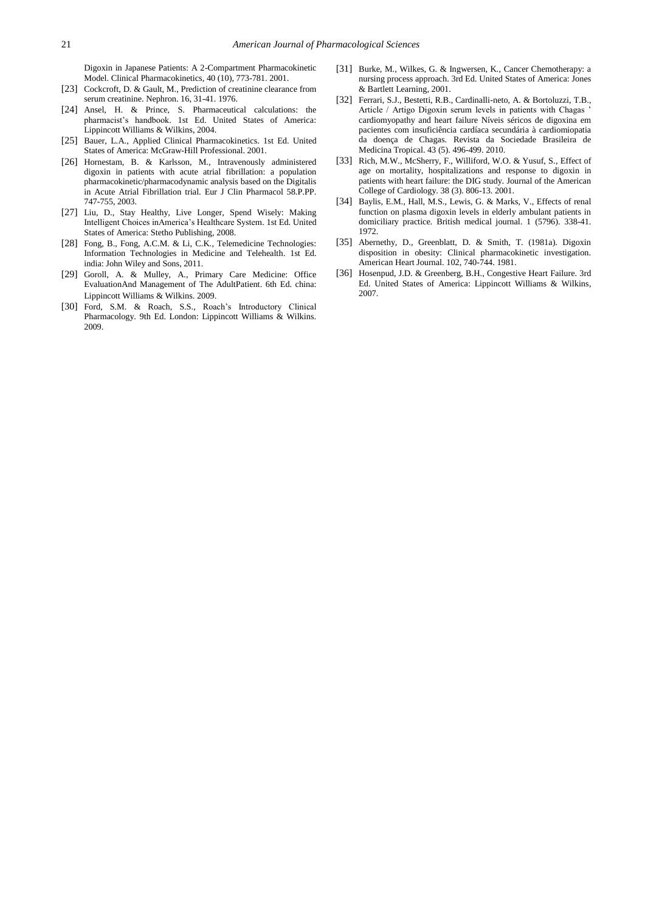Digoxin in Japanese Patients: A 2-Compartment Pharmacokinetic Model. Clinical Pharmacokinetics, 40 (10), 773-781. 2001.

[23] Cockcroft, D. & Gault, M., Prediction of creatinine clearance from serum creatinine. Nephron. 16, 31-41. 1976.

[24] Ansel, H. & Prince, S. Pharmaceutical calculations: the pharmacist's handbook. 1st Ed. United States of America: Lippincott Williams & Wilkins, 2004.

[25] Bauer, L.A., Applied Clinical Pharmacokinetics. 1st Ed. United States of America: McGraw-Hill Professional. 2001.

[26] Hornestam, B. & Karlsson, M., Intravenously administered digoxin in patients with acute atrial fibrillation: a population pharmacokinetic/pharmacodynamic analysis based on the Digitalis in Acute Atrial Fibrillation trial. Eur J Clin Pharmacol 58.P.PP. 747-755, 2003.

[27] Liu, D., Stay Healthy, Live Longer, Spend Wisely: Making Intelligent Choices inAmerica's Healthcare System. 1st Ed. United States of America: Stetho Publishing, 2008.

[28] Fong, B., Fong, A.C.M. & Li, C.K., Telemedicine Technologies: Information Technologies in Medicine and Telehealth. 1st Ed. india: John Wiley and Sons, 2011.

[29] Goroll, A. & Mulley, A., Primary Care Medicine: Office EvaluationAnd Management of The AdultPatient. 6th Ed. china: Lippincott Williams & Wilkins. 2009.

[30] Ford, S.M. & Roach, S.S., Roach's Introductory Clinical Pharmacology. 9th Ed. London: Lippincott Williams & Wilkins. 2009.

[31] Burke, M., Wilkes, G. & Ingwersen, K., Cancer Chemotherapy: a nursing process approach. 3rd Ed. United States of America: Jones & Bartlett Learning, 2001.

[32] Ferrari, S.J., Bestetti, R.B., Cardinalli-neto, A. & Bortoluzzi, T.B., Article / Artigo Digoxin serum levels in patients with Chagas ' cardiomyopathy and heart failure Níveis séricos de digoxina em pacientes com insuficiência cardíaca secundária à cardiomiopatia da doença de Chagas. Revista da Sociedade Brasileira de Medicina Tropical. 43 (5). 496-499. 2010.

[33] Rich, M.W., McSherry, F., Williford, W.O. & Yusuf, S., Effect of age on mortality, hospitalizations and response to digoxin in patients with heart failure: the DIG study. Journal of the American College of Cardiology. 38 (3). 806-13. 2001.

[34] Baylis, E.M., Hall, M.S., Lewis, G. & Marks, V., Effects of renal function on plasma digoxin levels in elderly ambulant patients in domiciliary practice. British medical journal. 1 (5796). 338-41. 1972.

[35] Abernethy, D., Greenblatt, D. & Smith, T. (1981a). Digoxin disposition in obesity: Clinical pharmacokinetic investigation. American Heart Journal. 102, 740-744. 1981.

[36] Hosenpud, J.D. & Greenberg, B.H., Congestive Heart Failure. 3rd Ed. United States of America: Lippincott Williams & Wilkins, 2007.